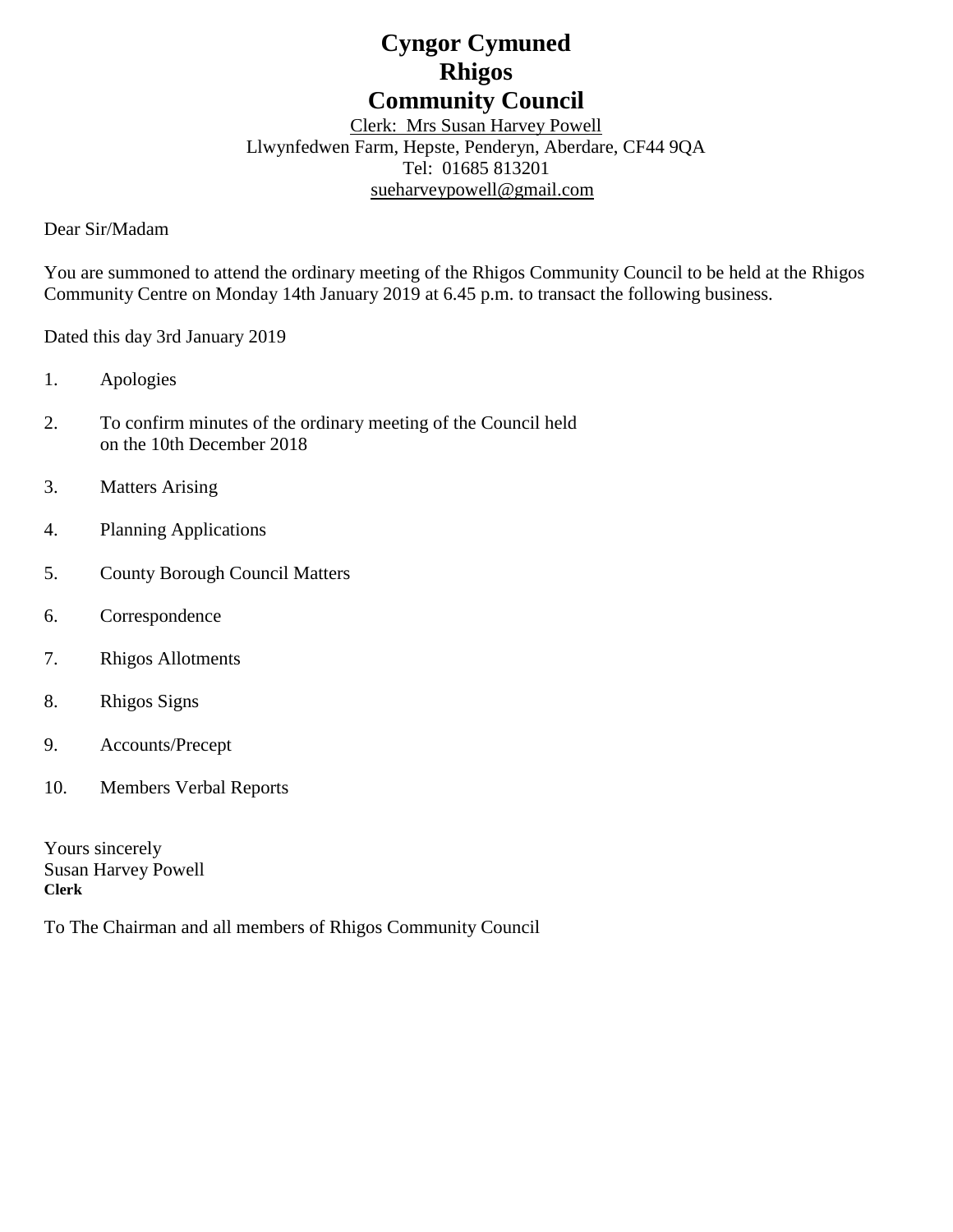# Cyngor Cymuned
# Rhigos
# Community Council

Clerk: Mrs Susan Harvey Powell
Llwynfedwen Farm, Hepste, Penderyn, Aberdare, CF44 9QA
Tel: 01685 813201
sueharveypowell@gmail.com

Dear Sir/Madam

You are summoned to attend the ordinary meeting of the Rhigos Community Council to be held at the Rhigos Community Centre on Monday 14th January 2019 at 6.45 p.m. to transact the following business.

Dated this day 3rd January 2019

1. Apologies
2. To confirm minutes of the ordinary meeting of the Council held on the 10th December 2018
3. Matters Arising
4. Planning Applications
5. County Borough Council Matters
6. Correspondence
7. Rhigos Allotments
8. Rhigos Signs
9. Accounts/Precept
10. Members Verbal Reports

Yours sincerely
Susan Harvey Powell
**Clerk**

To The Chairman and all members of Rhigos Community Council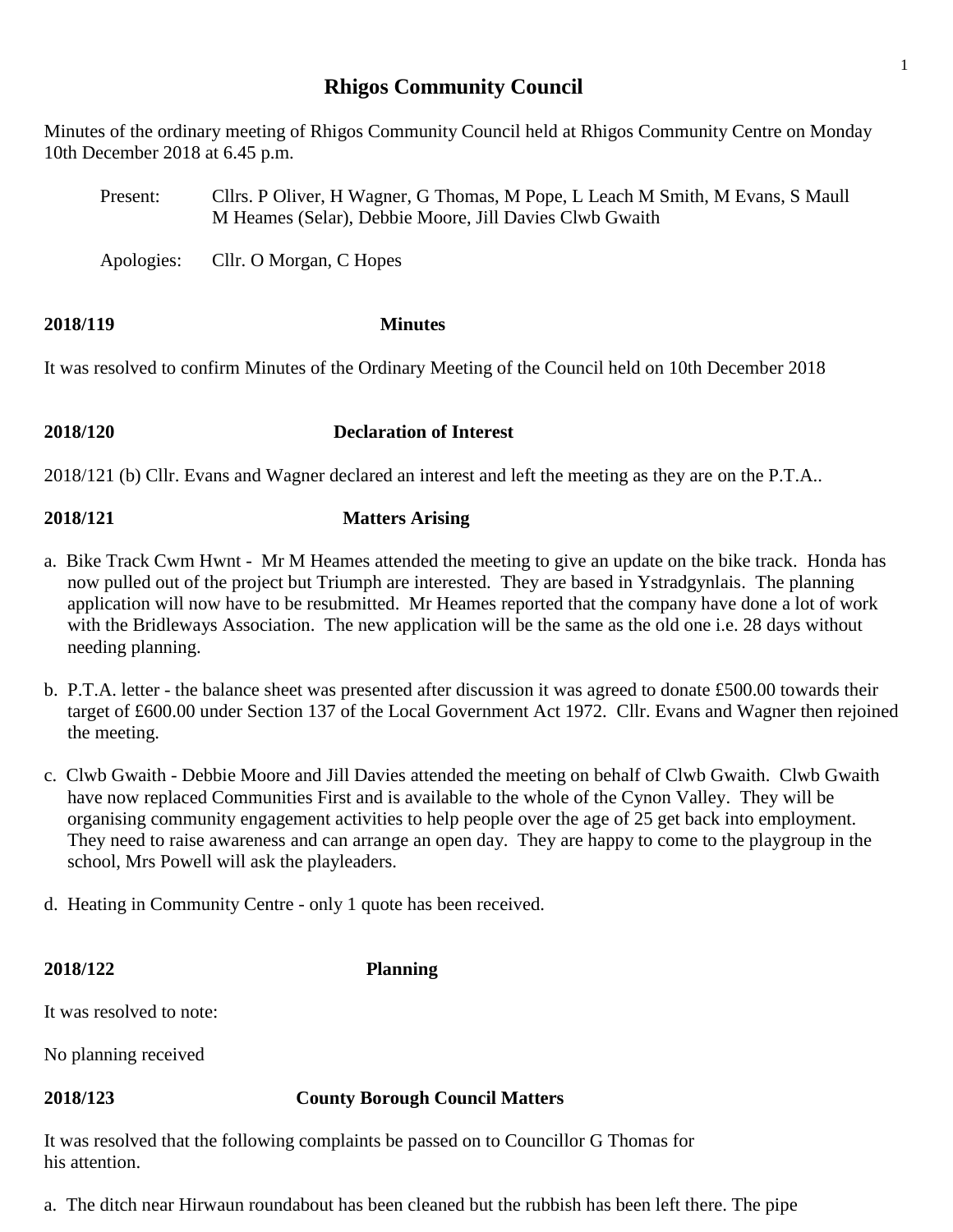# Rhigos Community Council

Minutes of the ordinary meeting of Rhigos Community Council held at Rhigos Community Centre on Monday 10th December 2018 at 6.45 p.m.

Present: Cllrs. P Oliver, H Wagner, G Thomas, M Pope, L Leach M Smith, M Evans, S Maull M Heames (Selar), Debbie Moore, Jill Davies Clwb Gwaith

Apologies: Cllr. O Morgan, C Hopes

**2018/119** **Minutes**

It was resolved to confirm Minutes of the Ordinary Meeting of the Council held on 10th December 2018

**2018/120** **Declaration of Interest**

2018/121 (b) Cllr. Evans and Wagner declared an interest and left the meeting as they are on the P.T.A..

**2018/121** **Matters Arising**

a. Bike Track Cwm Hwnt - Mr M Heames attended the meeting to give an update on the bike track. Honda has now pulled out of the project but Triumph are interested. They are based in Ystradgynlais. The planning application will now have to be resubmitted. Mr Heames reported that the company have done a lot of work with the Bridleways Association. The new application will be the same as the old one i.e. 28 days without needing planning.

b. P.T.A. letter - the balance sheet was presented after discussion it was agreed to donate £500.00 towards their target of £600.00 under Section 137 of the Local Government Act 1972. Cllr. Evans and Wagner then rejoined the meeting.

c. Clwb Gwaith - Debbie Moore and Jill Davies attended the meeting on behalf of Clwb Gwaith. Clwb Gwaith have now replaced Communities First and is available to the whole of the Cynon Valley. They will be organising community engagement activities to help people over the age of 25 get back into employment. They need to raise awareness and can arrange an open day. They are happy to come to the playgroup in the school, Mrs Powell will ask the playleaders.

d. Heating in Community Centre - only 1 quote has been received.

**2018/122** **Planning**

It was resolved to note:

No planning received

**2018/123** **County Borough Council Matters**

It was resolved that the following complaints be passed on to Councillor G Thomas for his attention.

a. The ditch near Hirwaun roundabout has been cleaned but the rubbish has been left there. The pipe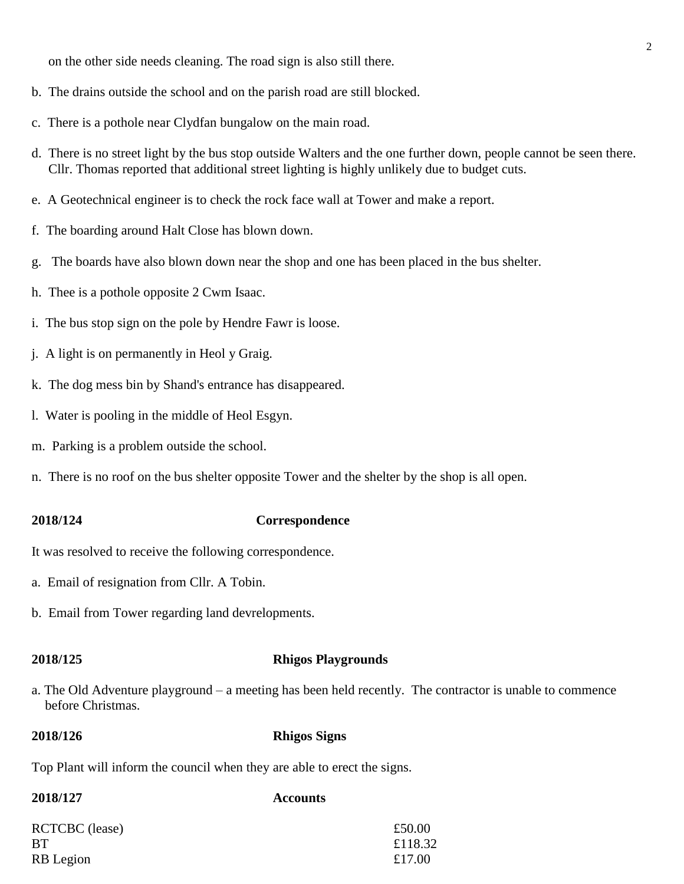on the other side needs cleaning. The road sign is also still there.

b. The drains outside the school and on the parish road are still blocked.

c. There is a pothole near Clydfan bungalow on the main road.

d. There is no street light by the bus stop outside Walters and the one further down, people cannot be seen there. Cllr. Thomas reported that additional street lighting is highly unlikely due to budget cuts.

e. A Geotechnical engineer is to check the rock face wall at Tower and make a report.

f. The boarding around Halt Close has blown down.

g. The boards have also blown down near the shop and one has been placed in the bus shelter.

h. Thee is a pothole opposite 2 Cwm Isaac.

i. The bus stop sign on the pole by Hendre Fawr is loose.

j. A light is on permanently in Heol y Graig.

k. The dog mess bin by Shand's entrance has disappeared.

l. Water is pooling in the middle of Heol Esgyn.

m. Parking is a problem outside the school.

n. There is no roof on the bus shelter opposite Tower and the shelter by the shop is all open.

**2018/124 Correspondence**

It was resolved to receive the following correspondence.

a. Email of resignation from Cllr. A Tobin.

b. Email from Tower regarding land devrelopments.

**2018/125 Rhigos Playgrounds**

a. The Old Adventure playground – a meeting has been held recently. The contractor is unable to commence before Christmas.

**2018/126 Rhigos Signs**

Top Plant will inform the council when they are able to erect the signs.

**2018/127 Accounts**

| | |
|---|---|
| RCTCBC (lease) | £50.00 |
| BT | £118.32 |
| RB Legion | £17.00 |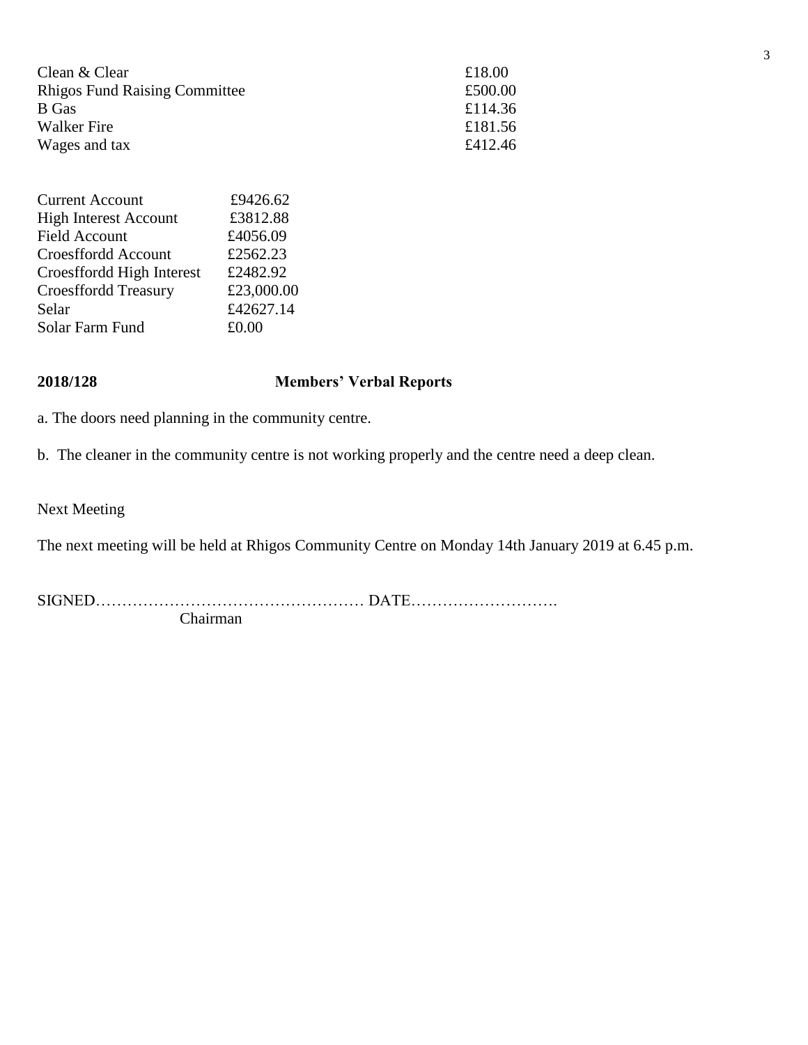| | |
|---|---|
| Clean & Clear | £18.00 |
| Rhigos Fund Raising Committee | £500.00 |
| B Gas | £114.36 |
| Walker Fire | £181.56 |
| Wages and tax | £412.46 |

| | |
|---|---|
| Current Account | £9426.62 |
| High Interest Account | £3812.88 |
| Field Account | £4056.09 |
| Croesffordd Account | £2562.23 |
| Croesffordd High Interest | £2482.92 |
| Croesffordd Treasury | £23,000.00 |
| Selar | £42627.14 |
| Solar Farm Fund | £0.00 |

**2018/128 Members' Verbal Reports**

a. The doors need planning in the community centre.

b. The cleaner in the community centre is not working properly and the centre need a deep clean.

Next Meeting

The next meeting will be held at Rhigos Community Centre on Monday 14th January 2019 at 6.45 p.m.

SIGNED…………………………………………… DATE……………………….
Chairman